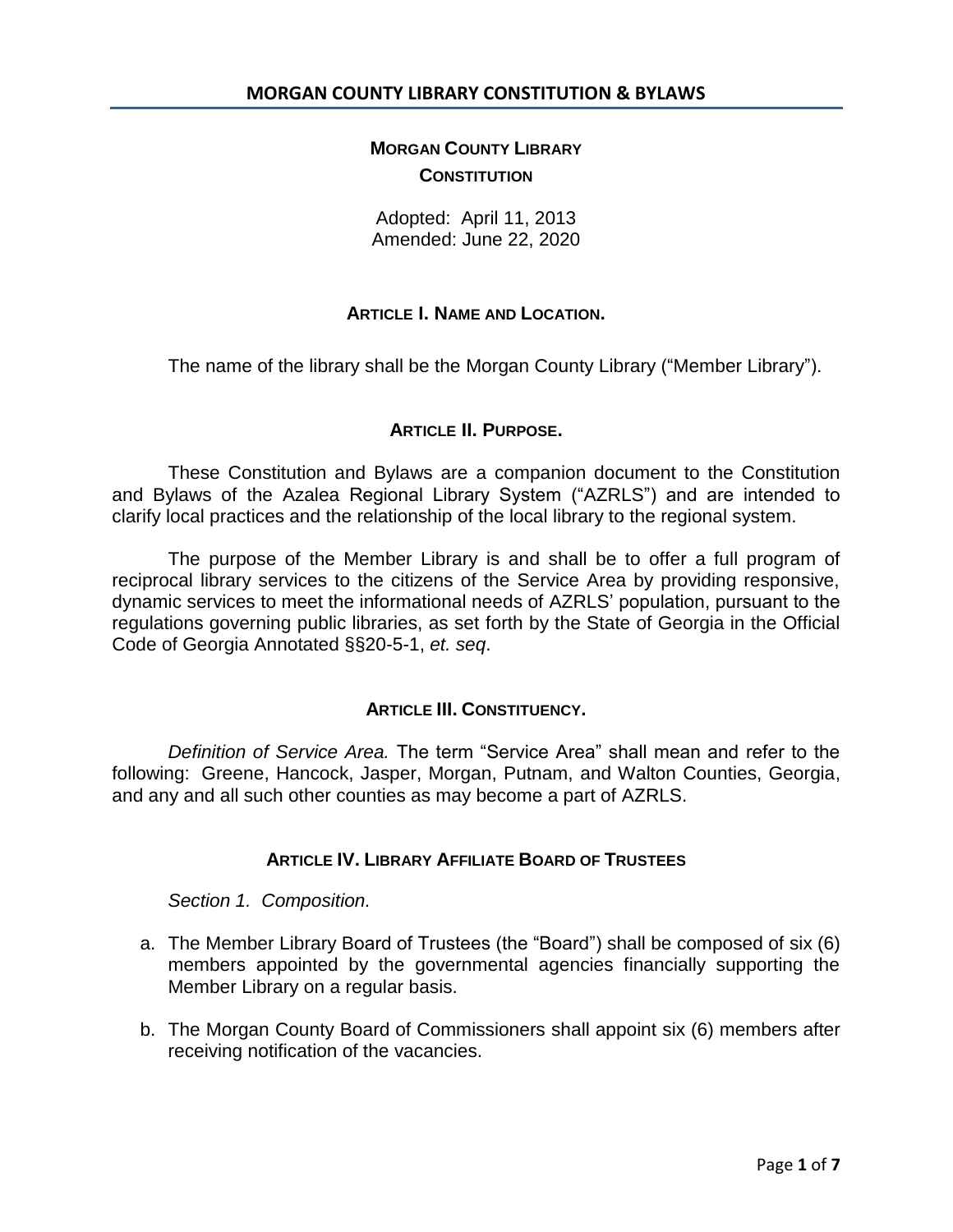# MORGAN COUNTY LIBRARY
## CONSTITUTION

Adopted: April 11, 2013
Amended: June 22, 2020

### ARTICLE I. NAME AND LOCATION.

The name of the library shall be the Morgan County Library ("Member Library").

### ARTICLE II. PURPOSE.

These Constitution and Bylaws are a companion document to the Constitution and Bylaws of the Azalea Regional Library System ("AZRLS") and are intended to clarify local practices and the relationship of the local library to the regional system.

The purpose of the Member Library is and shall be to offer a full program of reciprocal library services to the citizens of the Service Area by providing responsive, dynamic services to meet the informational needs of AZRLS' population, pursuant to the regulations governing public libraries, as set forth by the State of Georgia in the Official Code of Georgia Annotated §§20-5-1, *et. seq*.

### ARTICLE III. CONSTITUENCY.

*Definition of Service Area.* The term "Service Area" shall mean and refer to the following: Greene, Hancock, Jasper, Morgan, Putnam, and Walton Counties, Georgia, and any and all such other counties as may become a part of AZRLS.

### ARTICLE IV. LIBRARY AFFILIATE BOARD OF TRUSTEES

*Section 1. Composition.*

a. The Member Library Board of Trustees (the "Board") shall be composed of six (6) members appointed by the governmental agencies financially supporting the Member Library on a regular basis.

b. The Morgan County Board of Commissioners shall appoint six (6) members after receiving notification of the vacancies.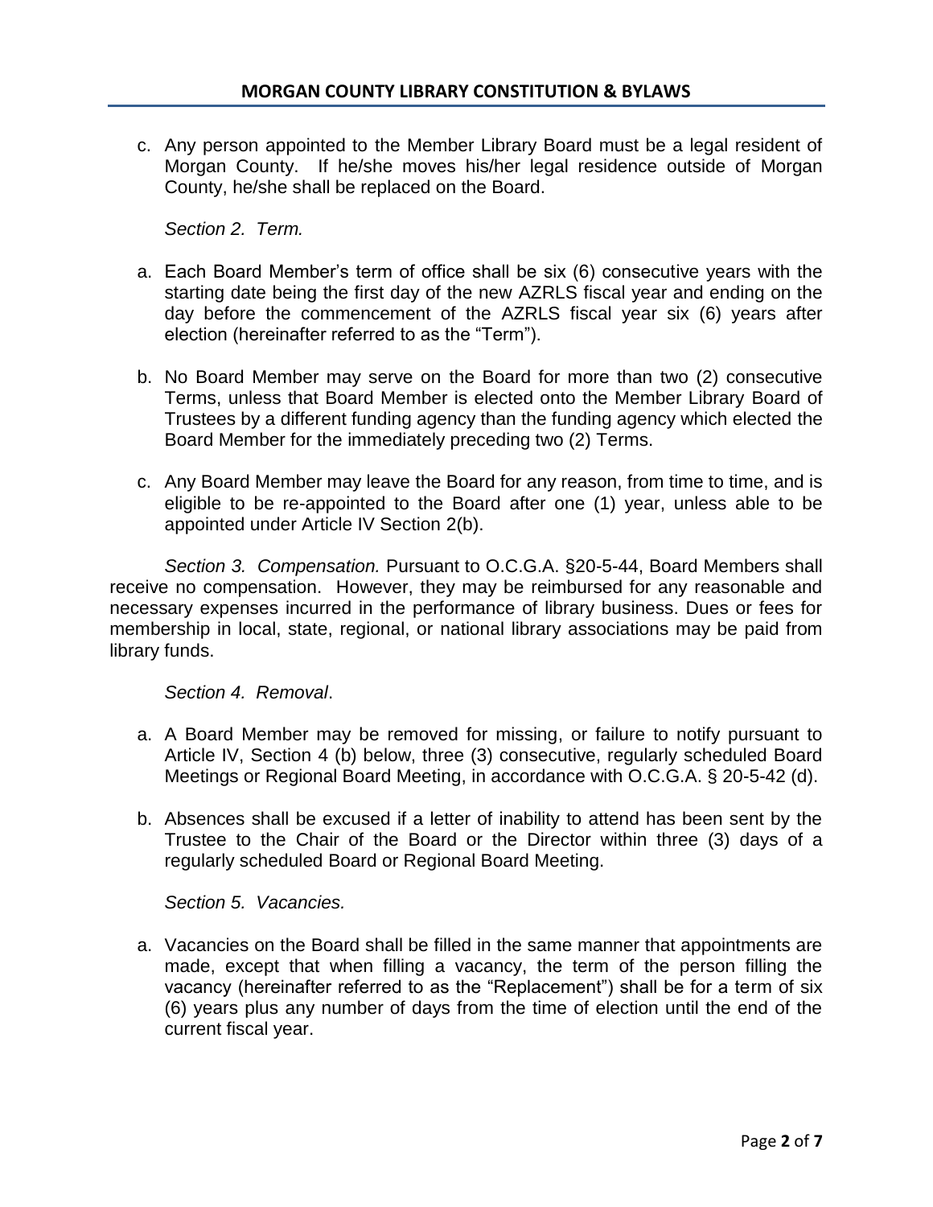c. Any person appointed to the Member Library Board must be a legal resident of Morgan County. If he/she moves his/her legal residence outside of Morgan County, he/she shall be replaced on the Board.

*Section 2. Term.*

a. Each Board Member's term of office shall be six (6) consecutive years with the starting date being the first day of the new AZRLS fiscal year and ending on the day before the commencement of the AZRLS fiscal year six (6) years after election (hereinafter referred to as the "Term").

b. No Board Member may serve on the Board for more than two (2) consecutive Terms, unless that Board Member is elected onto the Member Library Board of Trustees by a different funding agency than the funding agency which elected the Board Member for the immediately preceding two (2) Terms.

c. Any Board Member may leave the Board for any reason, from time to time, and is eligible to be re-appointed to the Board after one (1) year, unless able to be appointed under Article IV Section 2(b).

*Section 3. Compensation.* Pursuant to O.C.G.A. §20-5-44, Board Members shall receive no compensation. However, they may be reimbursed for any reasonable and necessary expenses incurred in the performance of library business. Dues or fees for membership in local, state, regional, or national library associations may be paid from library funds.

*Section 4. Removal*.

a. A Board Member may be removed for missing, or failure to notify pursuant to Article IV, Section 4 (b) below, three (3) consecutive, regularly scheduled Board Meetings or Regional Board Meeting, in accordance with O.C.G.A. § 20-5-42 (d).

b. Absences shall be excused if a letter of inability to attend has been sent by the Trustee to the Chair of the Board or the Director within three (3) days of a regularly scheduled Board or Regional Board Meeting.

*Section 5. Vacancies.*

a. Vacancies on the Board shall be filled in the same manner that appointments are made, except that when filling a vacancy, the term of the person filling the vacancy (hereinafter referred to as the "Replacement") shall be for a term of six (6) years plus any number of days from the time of election until the end of the current fiscal year.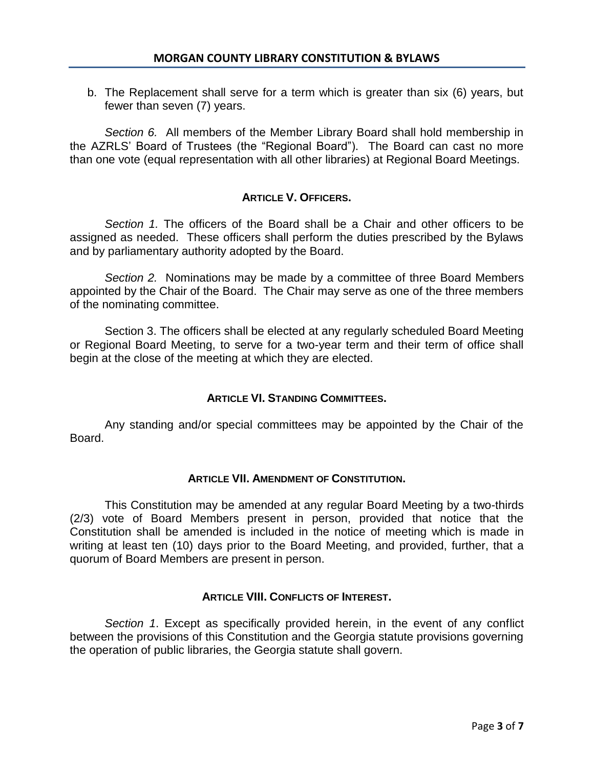b. The Replacement shall serve for a term which is greater than six (6) years, but fewer than seven (7) years.

*Section 6.* All members of the Member Library Board shall hold membership in the AZRLS' Board of Trustees (the "Regional Board"). The Board can cast no more than one vote (equal representation with all other libraries) at Regional Board Meetings.

## ARTICLE V. OFFICERS.

*Section 1.* The officers of the Board shall be a Chair and other officers to be assigned as needed. These officers shall perform the duties prescribed by the Bylaws and by parliamentary authority adopted by the Board.

*Section 2.* Nominations may be made by a committee of three Board Members appointed by the Chair of the Board. The Chair may serve as one of the three members of the nominating committee.

Section 3. The officers shall be elected at any regularly scheduled Board Meeting or Regional Board Meeting, to serve for a two-year term and their term of office shall begin at the close of the meeting at which they are elected.

## ARTICLE VI. STANDING COMMITTEES.

Any standing and/or special committees may be appointed by the Chair of the Board.

## ARTICLE VII. AMENDMENT OF CONSTITUTION.

This Constitution may be amended at any regular Board Meeting by a two-thirds (2/3) vote of Board Members present in person, provided that notice that the Constitution shall be amended is included in the notice of meeting which is made in writing at least ten (10) days prior to the Board Meeting, and provided, further, that a quorum of Board Members are present in person.

## ARTICLE VIII. CONFLICTS OF INTEREST.

*Section 1*. Except as specifically provided herein, in the event of any conflict between the provisions of this Constitution and the Georgia statute provisions governing the operation of public libraries, the Georgia statute shall govern.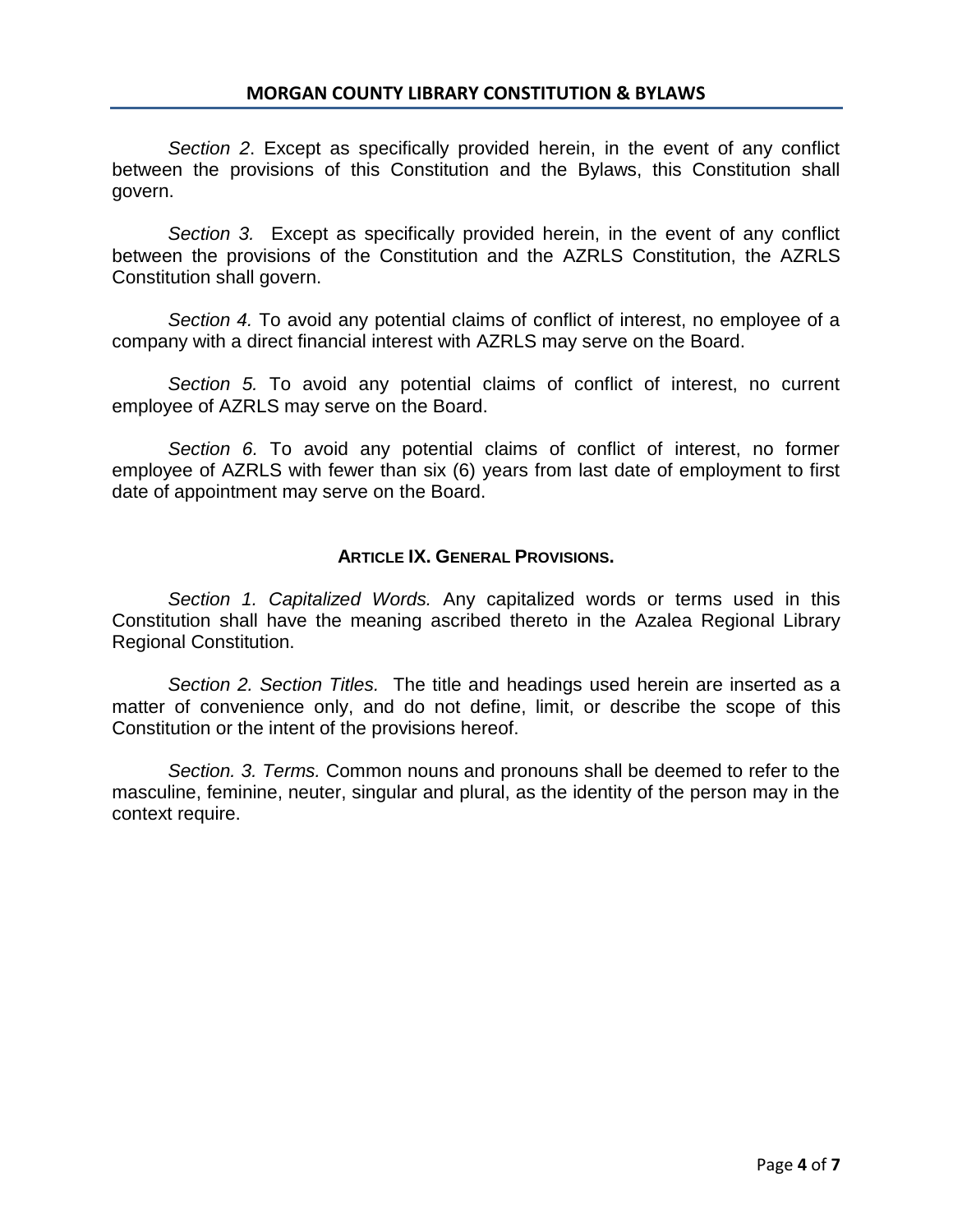*Section 2*. Except as specifically provided herein, in the event of any conflict between the provisions of this Constitution and the Bylaws, this Constitution shall govern.

*Section 3.* Except as specifically provided herein, in the event of any conflict between the provisions of the Constitution and the AZRLS Constitution, the AZRLS Constitution shall govern.

*Section 4.* To avoid any potential claims of conflict of interest, no employee of a company with a direct financial interest with AZRLS may serve on the Board.

*Section 5.* To avoid any potential claims of conflict of interest, no current employee of AZRLS may serve on the Board.

*Section 6.* To avoid any potential claims of conflict of interest, no former employee of AZRLS with fewer than six (6) years from last date of employment to first date of appointment may serve on the Board.

### ARTICLE IX. GENERAL PROVISIONS.

*Section 1. Capitalized Words.* Any capitalized words or terms used in this Constitution shall have the meaning ascribed thereto in the Azalea Regional Library Regional Constitution.

*Section 2. Section Titles.* The title and headings used herein are inserted as a matter of convenience only, and do not define, limit, or describe the scope of this Constitution or the intent of the provisions hereof.

*Section. 3. Terms.* Common nouns and pronouns shall be deemed to refer to the masculine, feminine, neuter, singular and plural, as the identity of the person may in the context require.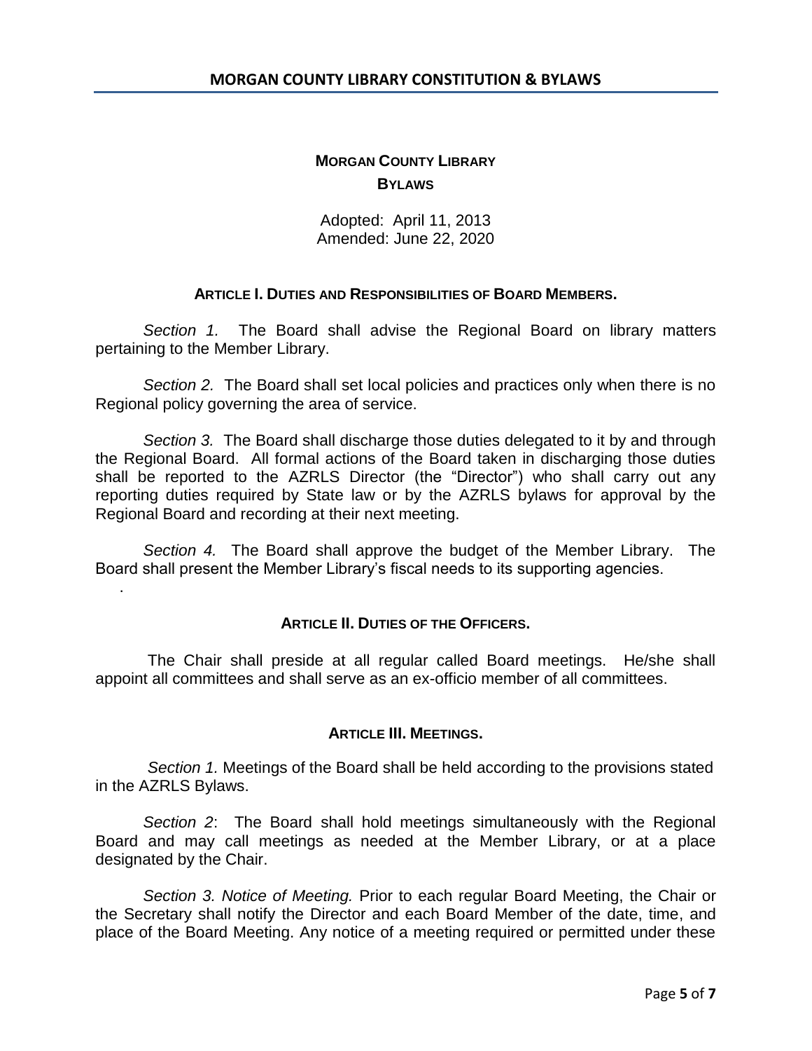# MORGAN COUNTY LIBRARY

## BYLAWS

Adopted: April 11, 2013
Amended: June 22, 2020

### ARTICLE I. DUTIES AND RESPONSIBILITIES OF BOARD MEMBERS.

*Section 1.* The Board shall advise the Regional Board on library matters pertaining to the Member Library.

*Section 2.* The Board shall set local policies and practices only when there is no Regional policy governing the area of service.

*Section 3.* The Board shall discharge those duties delegated to it by and through the Regional Board. All formal actions of the Board taken in discharging those duties shall be reported to the AZRLS Director (the "Director") who shall carry out any reporting duties required by State law or by the AZRLS bylaws for approval by the Regional Board and recording at their next meeting.

*Section 4.* The Board shall approve the budget of the Member Library. The Board shall present the Member Library's fiscal needs to its supporting agencies.

### ARTICLE II. DUTIES OF THE OFFICERS.

The Chair shall preside at all regular called Board meetings. He/she shall appoint all committees and shall serve as an ex-officio member of all committees.

### ARTICLE III. MEETINGS.

*Section 1.* Meetings of the Board shall be held according to the provisions stated in the AZRLS Bylaws.

*Section 2*: The Board shall hold meetings simultaneously with the Regional Board and may call meetings as needed at the Member Library, or at a place designated by the Chair.

*Section 3. Notice of Meeting.* Prior to each regular Board Meeting, the Chair or the Secretary shall notify the Director and each Board Member of the date, time, and place of the Board Meeting. Any notice of a meeting required or permitted under these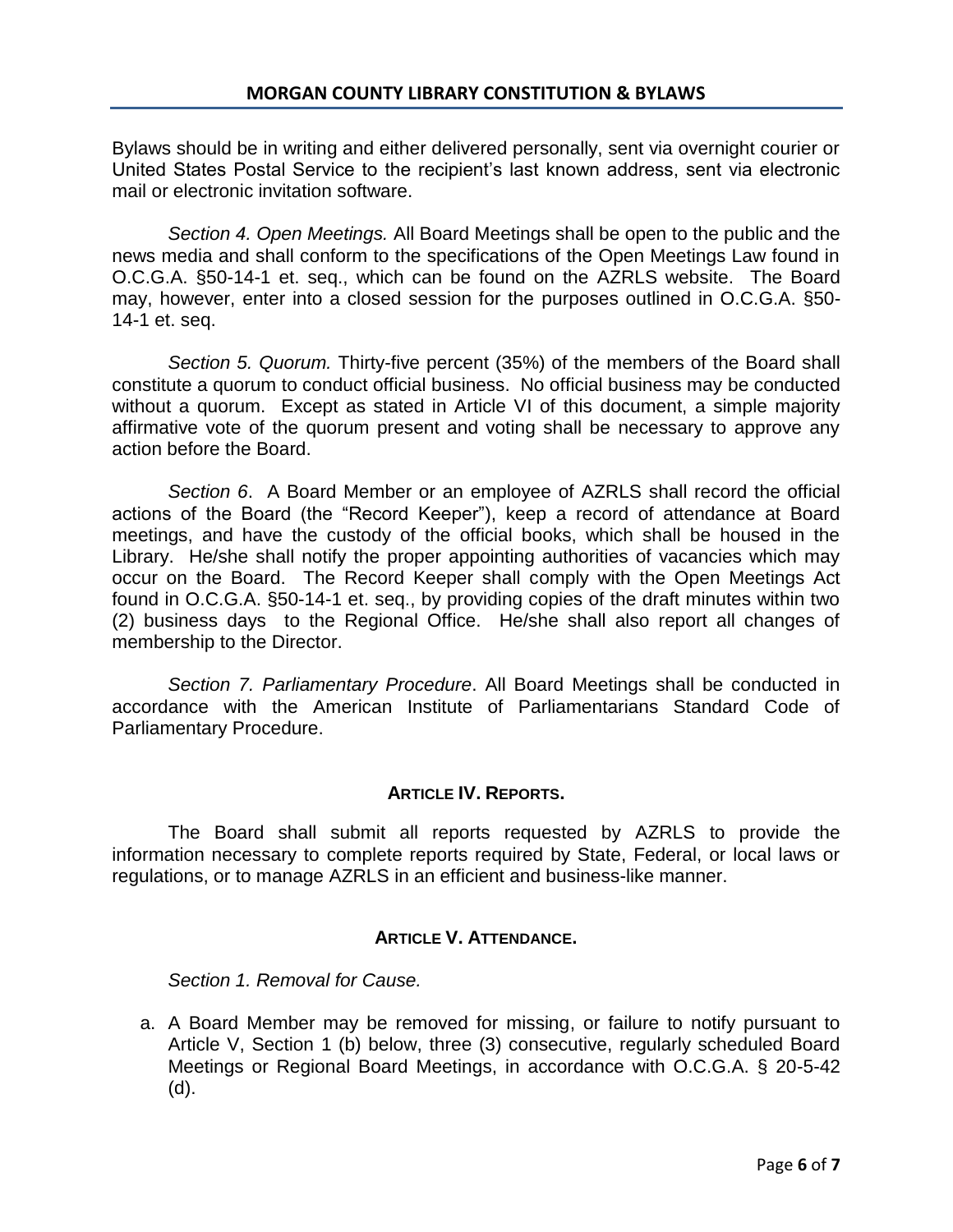Bylaws should be in writing and either delivered personally, sent via overnight courier or United States Postal Service to the recipient's last known address, sent via electronic mail or electronic invitation software.

*Section 4. Open Meetings.* All Board Meetings shall be open to the public and the news media and shall conform to the specifications of the Open Meetings Law found in O.C.G.A. §50-14-1 et. seq., which can be found on the AZRLS website. The Board may, however, enter into a closed session for the purposes outlined in O.C.G.A. §50-14-1 et. seq.

*Section 5. Quorum.* Thirty-five percent (35%) of the members of the Board shall constitute a quorum to conduct official business. No official business may be conducted without a quorum. Except as stated in Article VI of this document, a simple majority affirmative vote of the quorum present and voting shall be necessary to approve any action before the Board.

*Section 6*. A Board Member or an employee of AZRLS shall record the official actions of the Board (the "Record Keeper"), keep a record of attendance at Board meetings, and have the custody of the official books, which shall be housed in the Library. He/she shall notify the proper appointing authorities of vacancies which may occur on the Board. The Record Keeper shall comply with the Open Meetings Act found in O.C.G.A. §50-14-1 et. seq., by providing copies of the draft minutes within two (2) business days to the Regional Office. He/she shall also report all changes of membership to the Director.

*Section 7. Parliamentary Procedure*. All Board Meetings shall be conducted in accordance with the American Institute of Parliamentarians Standard Code of Parliamentary Procedure.

## ARTICLE IV. REPORTS.

The Board shall submit all reports requested by AZRLS to provide the information necessary to complete reports required by State, Federal, or local laws or regulations, or to manage AZRLS in an efficient and business-like manner.

## ARTICLE V. ATTENDANCE.

*Section 1. Removal for Cause.*

a. A Board Member may be removed for missing, or failure to notify pursuant to Article V, Section 1 (b) below, three (3) consecutive, regularly scheduled Board Meetings or Regional Board Meetings, in accordance with O.C.G.A. § 20-5-42 (d).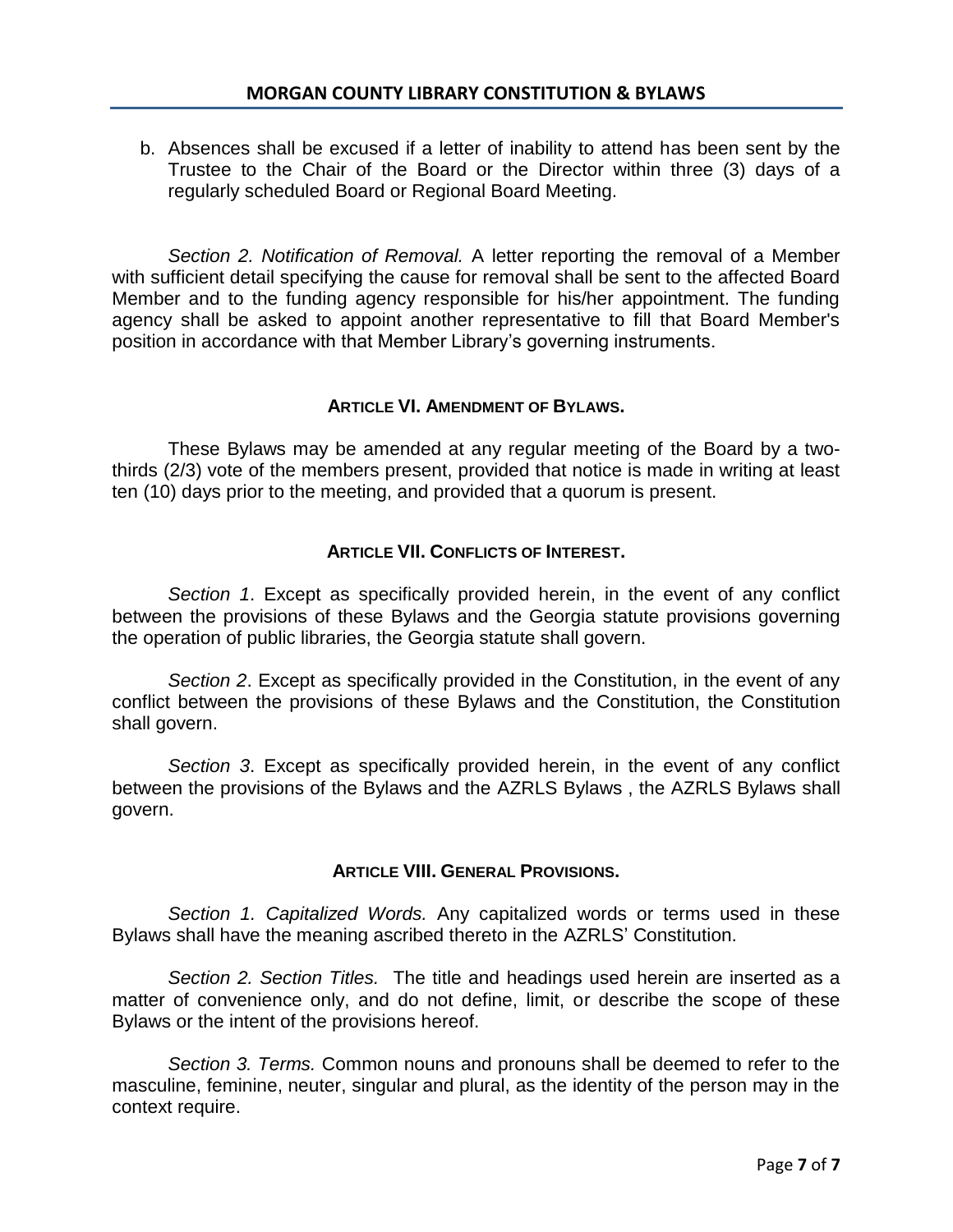b. Absences shall be excused if a letter of inability to attend has been sent by the Trustee to the Chair of the Board or the Director within three (3) days of a regularly scheduled Board or Regional Board Meeting.

*Section 2. Notification of Removal.* A letter reporting the removal of a Member with sufficient detail specifying the cause for removal shall be sent to the affected Board Member and to the funding agency responsible for his/her appointment. The funding agency shall be asked to appoint another representative to fill that Board Member's position in accordance with that Member Library's governing instruments.

### ARTICLE VI. AMENDMENT OF BYLAWS.

These Bylaws may be amended at any regular meeting of the Board by a two-thirds (2/3) vote of the members present, provided that notice is made in writing at least ten (10) days prior to the meeting, and provided that a quorum is present.

### ARTICLE VII. CONFLICTS OF INTEREST.

*Section 1*. Except as specifically provided herein, in the event of any conflict between the provisions of these Bylaws and the Georgia statute provisions governing the operation of public libraries, the Georgia statute shall govern.

*Section 2*. Except as specifically provided in the Constitution, in the event of any conflict between the provisions of these Bylaws and the Constitution, the Constitution shall govern.

*Section 3*. Except as specifically provided herein, in the event of any conflict between the provisions of the Bylaws and the AZRLS Bylaws , the AZRLS Bylaws shall govern.

### ARTICLE VIII. GENERAL PROVISIONS.

*Section 1. Capitalized Words.* Any capitalized words or terms used in these Bylaws shall have the meaning ascribed thereto in the AZRLS' Constitution.

*Section 2. Section Titles.* The title and headings used herein are inserted as a matter of convenience only, and do not define, limit, or describe the scope of these Bylaws or the intent of the provisions hereof.

*Section 3. Terms.* Common nouns and pronouns shall be deemed to refer to the masculine, feminine, neuter, singular and plural, as the identity of the person may in the context require.